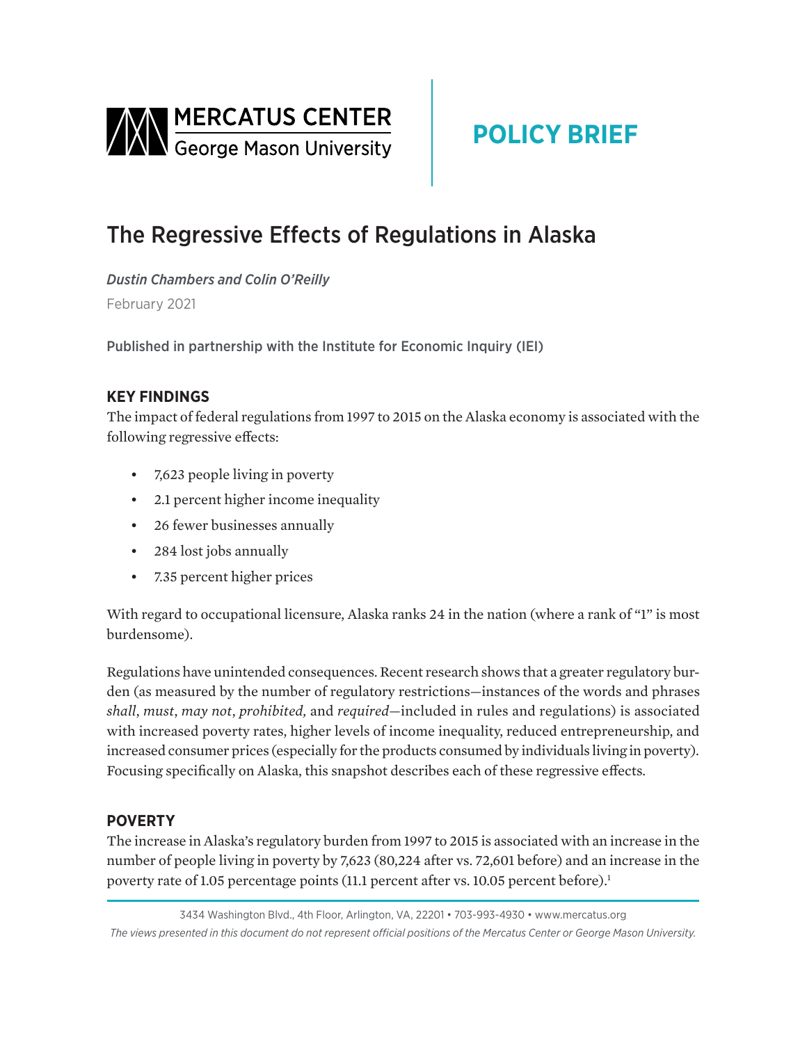MERCATUS CENTER
George Mason University

POLICY BRIEF

# The Regressive Effects of Regulations in Alaska

*Dustin Chambers and Colin O'Reilly*

February 2021

Published in partnership with the Institute for Economic Inquiry (IEI)

## KEY FINDINGS

The impact of federal regulations from 1997 to 2015 on the Alaska economy is associated with the following regressive effects:

- 7,623 people living in poverty
- 2.1 percent higher income inequality
- 26 fewer businesses annually
- 284 lost jobs annually
- 7.35 percent higher prices

With regard to occupational licensure, Alaska ranks 24 in the nation (where a rank of "1" is most burdensome).

Regulations have unintended consequences. Recent research shows that a greater regulatory burden (as measured by the number of regulatory restrictions—instances of the words and phrases *shall*, *must*, *may not*, *prohibited,* and *required*—included in rules and regulations) is associated with increased poverty rates, higher levels of income inequality, reduced entrepreneurship, and increased consumer prices (especially for the products consumed by individuals living in poverty). Focusing specifically on Alaska, this snapshot describes each of these regressive effects.

## POVERTY

The increase in Alaska's regulatory burden from 1997 to 2015 is associated with an increase in the number of people living in poverty by 7,623 (80,224 after vs. 72,601 before) and an increase in the poverty rate of 1.05 percentage points (11.1 percent after vs. 10.05 percent before).[1]

3434 Washington Blvd., 4th Floor, Arlington, VA, 22201 • 703-993-4930 • www.mercatus.org

*The views presented in this document do not represent official positions of the Mercatus Center or George Mason University.*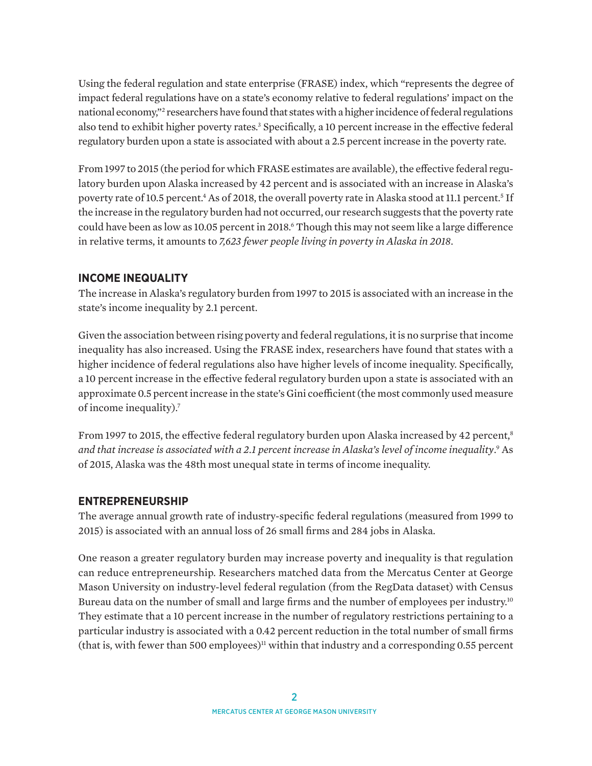Using the federal regulation and state enterprise (FRASE) index, which "represents the degree of impact federal regulations have on a state's economy relative to federal regulations' impact on the national economy,"[2] researchers have found that states with a higher incidence of federal regulations also tend to exhibit higher poverty rates.[3] Specifically, a 10 percent increase in the effective federal regulatory burden upon a state is associated with about a 2.5 percent increase in the poverty rate.

From 1997 to 2015 (the period for which FRASE estimates are available), the effective federal regulatory burden upon Alaska increased by 42 percent and is associated with an increase in Alaska's poverty rate of 10.5 percent.[4] As of 2018, the overall poverty rate in Alaska stood at 11.1 percent.[5] If the increase in the regulatory burden had not occurred, our research suggests that the poverty rate could have been as low as 10.05 percent in 2018.[6] Though this may not seem like a large difference in relative terms, it amounts to *7,623 fewer people living in poverty in Alaska in 2018*.

## INCOME INEQUALITY

The increase in Alaska's regulatory burden from 1997 to 2015 is associated with an increase in the state's income inequality by 2.1 percent.

Given the association between rising poverty and federal regulations, it is no surprise that income inequality has also increased. Using the FRASE index, researchers have found that states with a higher incidence of federal regulations also have higher levels of income inequality. Specifically, a 10 percent increase in the effective federal regulatory burden upon a state is associated with an approximate 0.5 percent increase in the state's Gini coefficient (the most commonly used measure of income inequality).[7]

From 1997 to 2015, the effective federal regulatory burden upon Alaska increased by 42 percent,[8] *and that increase is associated with a 2.1 percent increase in Alaska's level of income inequality*.[9] As of 2015, Alaska was the 48th most unequal state in terms of income inequality.

## ENTREPRENEURSHIP

The average annual growth rate of industry-specific federal regulations (measured from 1999 to 2015) is associated with an annual loss of 26 small firms and 284 jobs in Alaska.

One reason a greater regulatory burden may increase poverty and inequality is that regulation can reduce entrepreneurship. Researchers matched data from the Mercatus Center at George Mason University on industry-level federal regulation (from the RegData dataset) with Census Bureau data on the number of small and large firms and the number of employees per industry.[10] They estimate that a 10 percent increase in the number of regulatory restrictions pertaining to a particular industry is associated with a 0.42 percent reduction in the total number of small firms (that is, with fewer than 500 employees)[11] within that industry and a corresponding 0.55 percent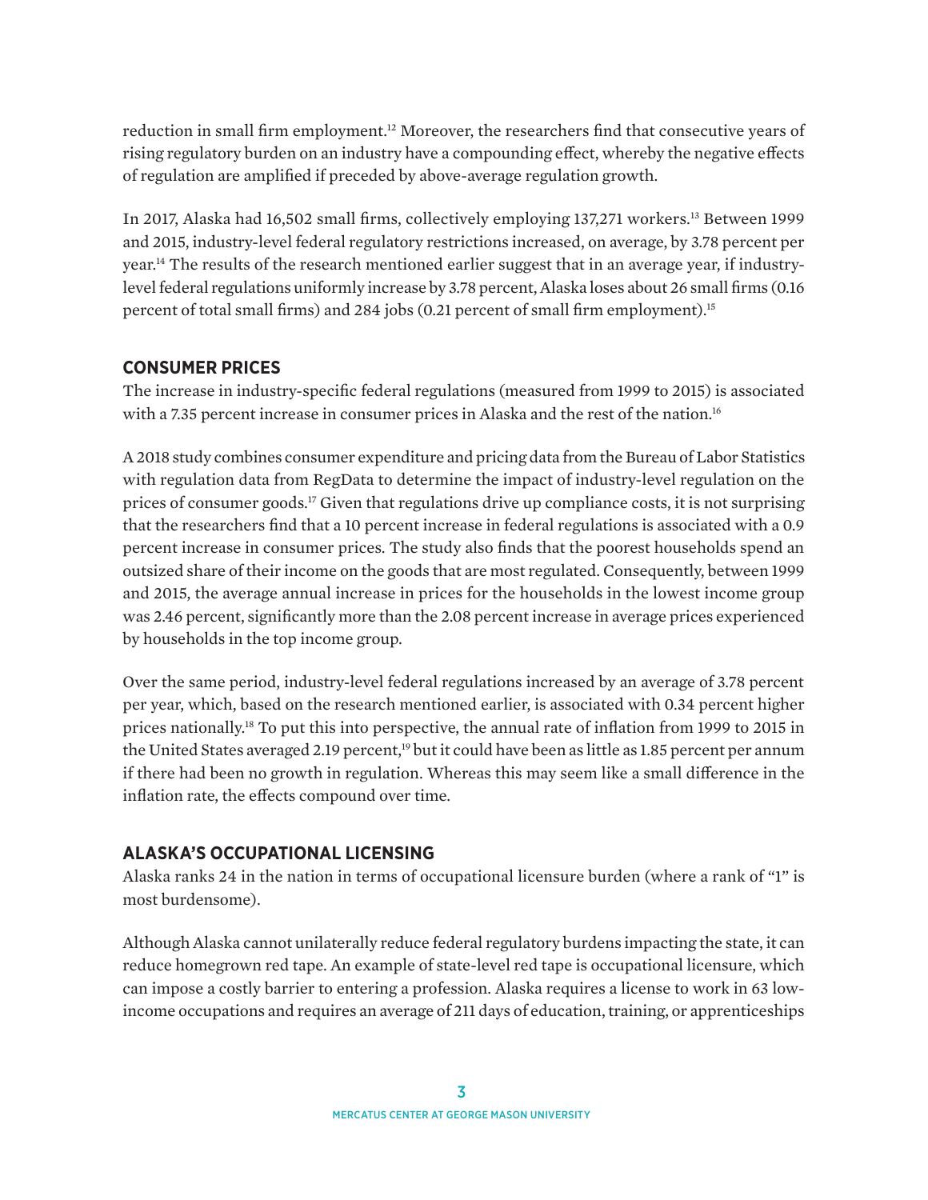reduction in small firm employment.[12] Moreover, the researchers find that consecutive years of rising regulatory burden on an industry have a compounding effect, whereby the negative effects of regulation are amplified if preceded by above-average regulation growth.

In 2017, Alaska had 16,502 small firms, collectively employing 137,271 workers.[13] Between 1999 and 2015, industry-level federal regulatory restrictions increased, on average, by 3.78 percent per year.[14] The results of the research mentioned earlier suggest that in an average year, if industry-level federal regulations uniformly increase by 3.78 percent, Alaska loses about 26 small firms (0.16 percent of total small firms) and 284 jobs (0.21 percent of small firm employment).[15]

## CONSUMER PRICES

The increase in industry-specific federal regulations (measured from 1999 to 2015) is associated with a 7.35 percent increase in consumer prices in Alaska and the rest of the nation.[16]

A 2018 study combines consumer expenditure and pricing data from the Bureau of Labor Statistics with regulation data from RegData to determine the impact of industry-level regulation on the prices of consumer goods.[17] Given that regulations drive up compliance costs, it is not surprising that the researchers find that a 10 percent increase in federal regulations is associated with a 0.9 percent increase in consumer prices. The study also finds that the poorest households spend an outsized share of their income on the goods that are most regulated. Consequently, between 1999 and 2015, the average annual increase in prices for the households in the lowest income group was 2.46 percent, significantly more than the 2.08 percent increase in average prices experienced by households in the top income group.

Over the same period, industry-level federal regulations increased by an average of 3.78 percent per year, which, based on the research mentioned earlier, is associated with 0.34 percent higher prices nationally.[18] To put this into perspective, the annual rate of inflation from 1999 to 2015 in the United States averaged 2.19 percent,[19] but it could have been as little as 1.85 percent per annum if there had been no growth in regulation. Whereas this may seem like a small difference in the inflation rate, the effects compound over time.

## ALASKA'S OCCUPATIONAL LICENSING

Alaska ranks 24 in the nation in terms of occupational licensure burden (where a rank of "1" is most burdensome).

Although Alaska cannot unilaterally reduce federal regulatory burdens impacting the state, it can reduce homegrown red tape. An example of state-level red tape is occupational licensure, which can impose a costly barrier to entering a profession. Alaska requires a license to work in 63 low-income occupations and requires an average of 211 days of education, training, or apprenticeships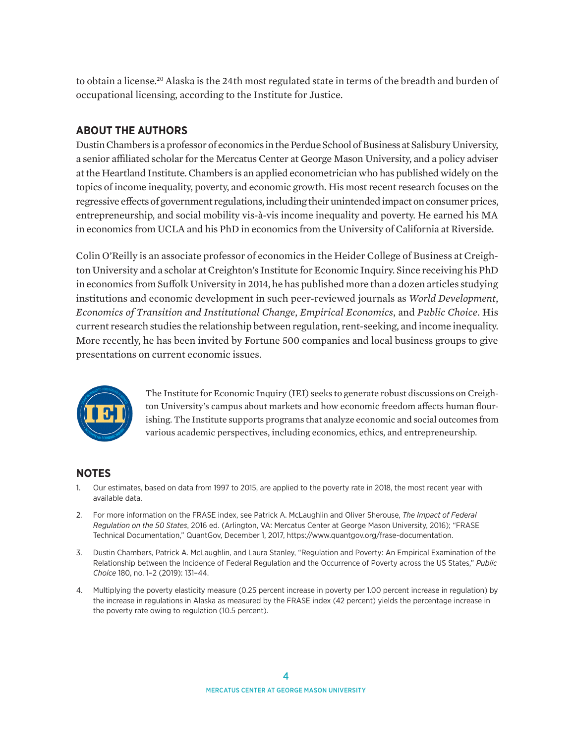to obtain a license.[20] Alaska is the 24th most regulated state in terms of the breadth and burden of occupational licensing, according to the Institute for Justice.

## ABOUT THE AUTHORS

Dustin Chambers is a professor of economics in the Perdue School of Business at Salisbury University, a senior affiliated scholar for the Mercatus Center at George Mason University, and a policy adviser at the Heartland Institute. Chambers is an applied econometrician who has published widely on the topics of income inequality, poverty, and economic growth. His most recent research focuses on the regressive effects of government regulations, including their unintended impact on consumer prices, entrepreneurship, and social mobility vis-à-vis income inequality and poverty. He earned his MA in economics from UCLA and his PhD in economics from the University of California at Riverside.

Colin O'Reilly is an associate professor of economics in the Heider College of Business at Creighton University and a scholar at Creighton's Institute for Economic Inquiry. Since receiving his PhD in economics from Suffolk University in 2014, he has published more than a dozen articles studying institutions and economic development in such peer-reviewed journals as *World Development*, *Economics of Transition and Institutional Change*, *Empirical Economics*, and *Public Choice*. His current research studies the relationship between regulation, rent-seeking, and income inequality. More recently, he has been invited by Fortune 500 companies and local business groups to give presentations on current economic issues.

The Institute for Economic Inquiry (IEI) seeks to generate robust discussions on Creighton University's campus about markets and how economic freedom affects human flourishing. The Institute supports programs that analyze economic and social outcomes from various academic perspectives, including economics, ethics, and entrepreneurship.

## NOTES

1. Our estimates, based on data from 1997 to 2015, are applied to the poverty rate in 2018, the most recent year with available data.
2. For more information on the FRASE index, see Patrick A. McLaughlin and Oliver Sherouse, *The Impact of Federal Regulation on the 50 States*, 2016 ed. (Arlington, VA: Mercatus Center at George Mason University, 2016); "FRASE Technical Documentation," QuantGov, December 1, 2017, https://www.quantgov.org/frase-documentation.
3. Dustin Chambers, Patrick A. McLaughlin, and Laura Stanley, "Regulation and Poverty: An Empirical Examination of the Relationship between the Incidence of Federal Regulation and the Occurrence of Poverty across the US States," *Public Choice* 180, no. 1–2 (2019): 131–44.
4. Multiplying the poverty elasticity measure (0.25 percent increase in poverty per 1.00 percent increase in regulation) by the increase in regulations in Alaska as measured by the FRASE index (42 percent) yields the percentage increase in the poverty rate owing to regulation (10.5 percent).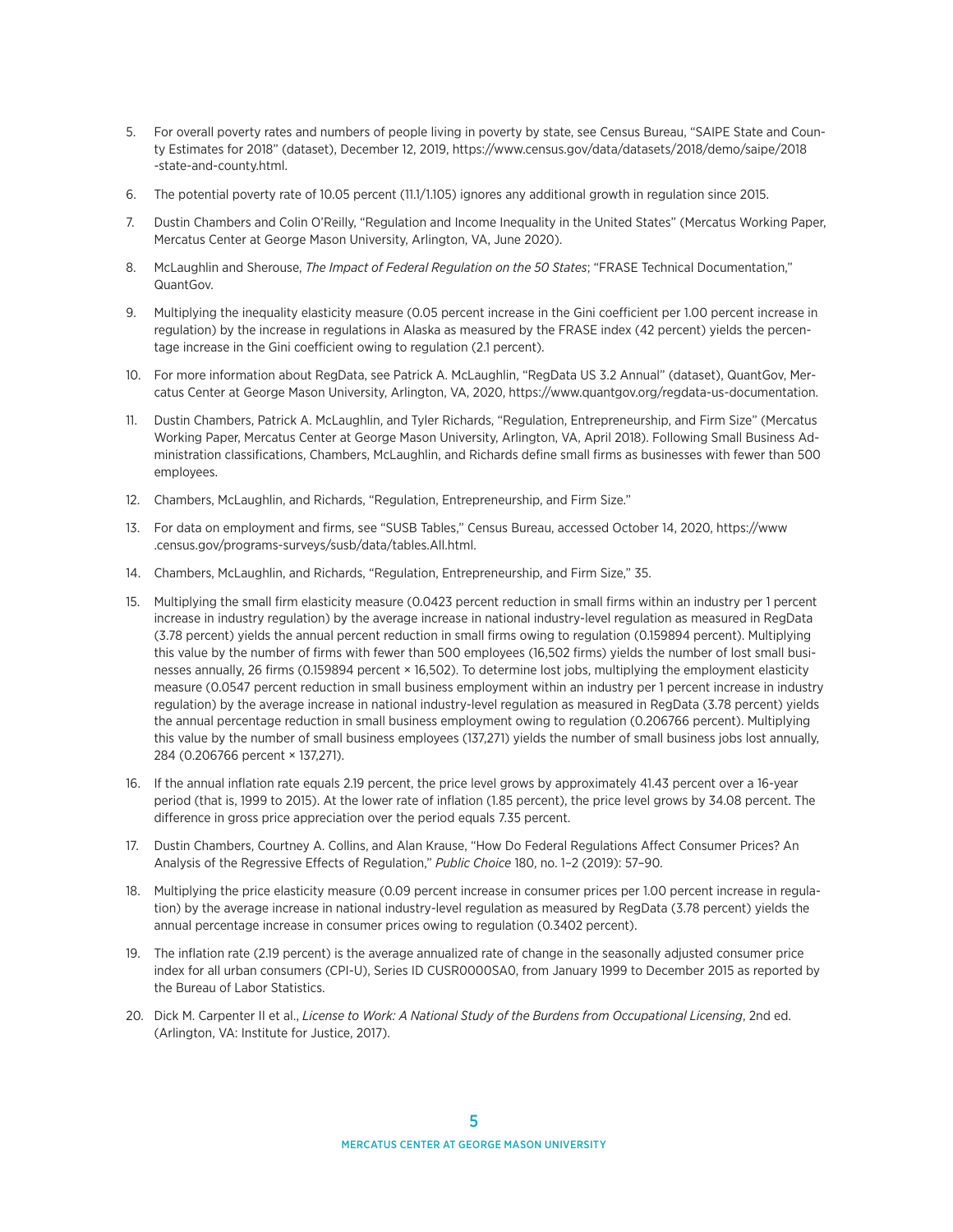5. For overall poverty rates and numbers of people living in poverty by state, see Census Bureau, "SAIPE State and County Estimates for 2018" (dataset), December 12, 2019, https://www.census.gov/data/datasets/2018/demo/saipe/2018-state-and-county.html.

6. The potential poverty rate of 10.05 percent (11.1/1.105) ignores any additional growth in regulation since 2015.

7. Dustin Chambers and Colin O'Reilly, "Regulation and Income Inequality in the United States" (Mercatus Working Paper, Mercatus Center at George Mason University, Arlington, VA, June 2020).

8. McLaughlin and Sherouse, *The Impact of Federal Regulation on the 50 States*; "FRASE Technical Documentation," QuantGov.

9. Multiplying the inequality elasticity measure (0.05 percent increase in the Gini coefficient per 1.00 percent increase in regulation) by the increase in regulations in Alaska as measured by the FRASE index (42 percent) yields the percentage increase in the Gini coefficient owing to regulation (2.1 percent).

10. For more information about RegData, see Patrick A. McLaughlin, "RegData US 3.2 Annual" (dataset), QuantGov, Mercatus Center at George Mason University, Arlington, VA, 2020, https://www.quantgov.org/regdata-us-documentation.

11. Dustin Chambers, Patrick A. McLaughlin, and Tyler Richards, "Regulation, Entrepreneurship, and Firm Size" (Mercatus Working Paper, Mercatus Center at George Mason University, Arlington, VA, April 2018). Following Small Business Administration classifications, Chambers, McLaughlin, and Richards define small firms as businesses with fewer than 500 employees.

12. Chambers, McLaughlin, and Richards, "Regulation, Entrepreneurship, and Firm Size."

13. For data on employment and firms, see "SUSB Tables," Census Bureau, accessed October 14, 2020, https://www.census.gov/programs-surveys/susb/data/tables.All.html.

14. Chambers, McLaughlin, and Richards, "Regulation, Entrepreneurship, and Firm Size," 35.

15. Multiplying the small firm elasticity measure (0.0423 percent reduction in small firms within an industry per 1 percent increase in industry regulation) by the average increase in national industry-level regulation as measured in RegData (3.78 percent) yields the annual percent reduction in small firms owing to regulation (0.159894 percent). Multiplying this value by the number of firms with fewer than 500 employees (16,502 firms) yields the number of lost small businesses annually, 26 firms (0.159894 percent × 16,502). To determine lost jobs, multiplying the employment elasticity measure (0.0547 percent reduction in small business employment within an industry per 1 percent increase in industry regulation) by the average increase in national industry-level regulation as measured in RegData (3.78 percent) yields the annual percentage reduction in small business employment owing to regulation (0.206766 percent). Multiplying this value by the number of small business employees (137,271) yields the number of small business jobs lost annually, 284 (0.206766 percent × 137,271).

16. If the annual inflation rate equals 2.19 percent, the price level grows by approximately 41.43 percent over a 16-year period (that is, 1999 to 2015). At the lower rate of inflation (1.85 percent), the price level grows by 34.08 percent. The difference in gross price appreciation over the period equals 7.35 percent.

17. Dustin Chambers, Courtney A. Collins, and Alan Krause, "How Do Federal Regulations Affect Consumer Prices? An Analysis of the Regressive Effects of Regulation," *Public Choice* 180, no. 1–2 (2019): 57–90.

18. Multiplying the price elasticity measure (0.09 percent increase in consumer prices per 1.00 percent increase in regulation) by the average increase in national industry-level regulation as measured by RegData (3.78 percent) yields the annual percentage increase in consumer prices owing to regulation (0.3402 percent).

19. The inflation rate (2.19 percent) is the average annualized rate of change in the seasonally adjusted consumer price index for all urban consumers (CPI-U), Series ID CUSR0000SA0, from January 1999 to December 2015 as reported by the Bureau of Labor Statistics.

20. Dick M. Carpenter II et al., *License to Work: A National Study of the Burdens from Occupational Licensing*, 2nd ed. (Arlington, VA: Institute for Justice, 2017).